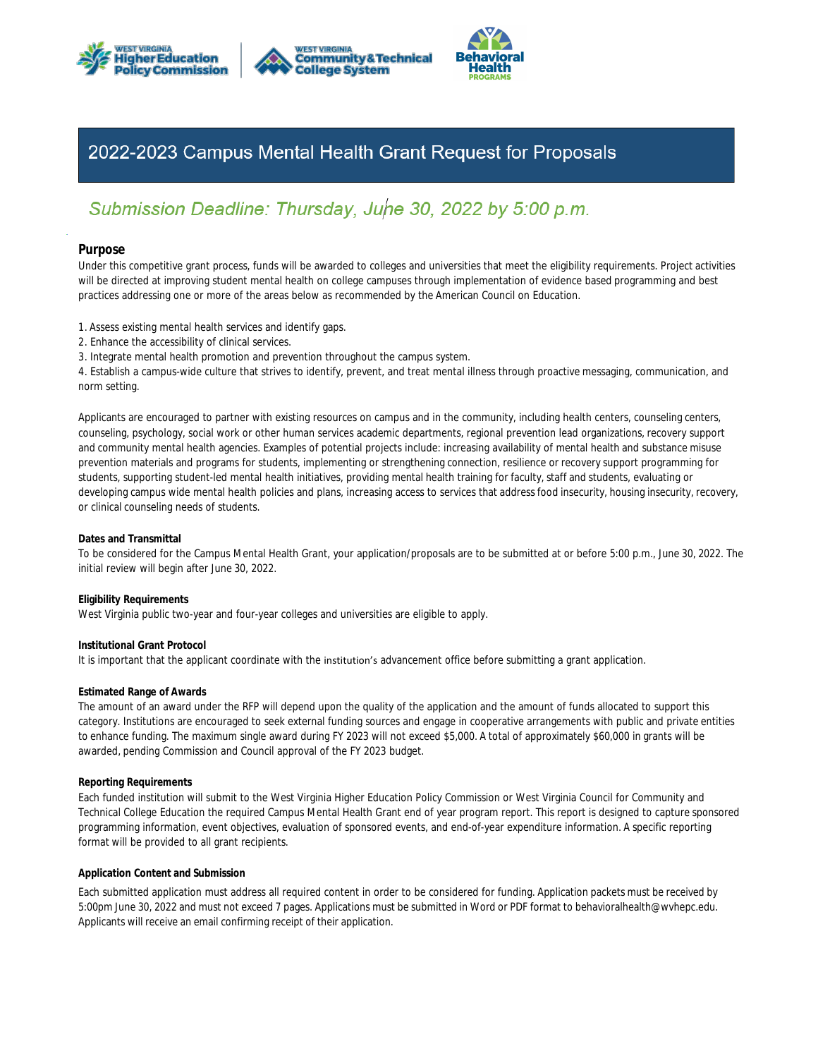# 2022-2023 Campus Mental Health Grant Request for Proposals

*Submission Deadline: Thursday, June 30, 2022 by 5:00 p.m.*

## Purpose

Under this competitive grant process, funds will be awarded to colleges and universities that meet the eligibility requirements. Project activities will be directed at improving student mental health on college campuses through implementation of evidence based programming and best practices addressing one or more of the areas below as recommended by the American Council on Education.

1. Assess existing mental health services and identify gaps.
2. Enhance the accessibility of clinical services.
3. Integrate mental health promotion and prevention throughout the campus system.
4. Establish a campus-wide culture that strives to identify, prevent, and treat mental illness through proactive messaging, communication, and norm setting.

Applicants are encouraged to partner with existing resources on campus and in the community, including health centers, counseling centers, counseling, psychology, social work or other human services academic departments, regional prevention lead organizations, recovery support and community mental health agencies. Examples of potential projects include: increasing availability of mental health and substance misuse prevention materials and programs for students, implementing or strengthening connection, resilience or recovery support programming for students, supporting student-led mental health initiatives, providing mental health training for faculty, staff and students, evaluating or developing campus wide mental health policies and plans, increasing access to services that address food insecurity, housing insecurity, recovery, or clinical counseling needs of students.

**Dates and Transmittal**

To be considered for the Campus Mental Health Grant, your application/proposals are to be submitted at or before 5:00 p.m., June 30, 2022. The initial review will begin after June 30, 2022.

**Eligibility Requirements**

West Virginia public two-year and four-year colleges and universities are eligible to apply.

**Institutional Grant Protocol**

It is important that the applicant coordinate with the institution's advancement office before submitting a grant application.

**Estimated Range of Awards**

The amount of an award under the RFP will depend upon the quality of the application and the amount of funds allocated to support this category. Institutions are encouraged to seek external funding sources and engage in cooperative arrangements with public and private entities to enhance funding. The maximum single award during FY 2023 will not exceed $5,000. A total of approximately $60,000 in grants will be awarded, pending Commission and Council approval of the FY 2023 budget.

**Reporting Requirements**

Each funded institution will submit to the West Virginia Higher Education Policy Commission or West Virginia Council for Community and Technical College Education the required Campus Mental Health Grant end of year program report. This report is designed to capture sponsored programming information, event objectives, evaluation of sponsored events, and end-of-year expenditure information. A specific reporting format will be provided to all grant recipients.

**Application Content and Submission**

Each submitted application must address all required content in order to be considered for funding. Application packets must be received by 5:00pm June 30, 2022 and must not exceed 7 pages. Applications must be submitted in Word or PDF format to behavioralhealth@wvhepc.edu. Applicants will receive an email confirming receipt of their application.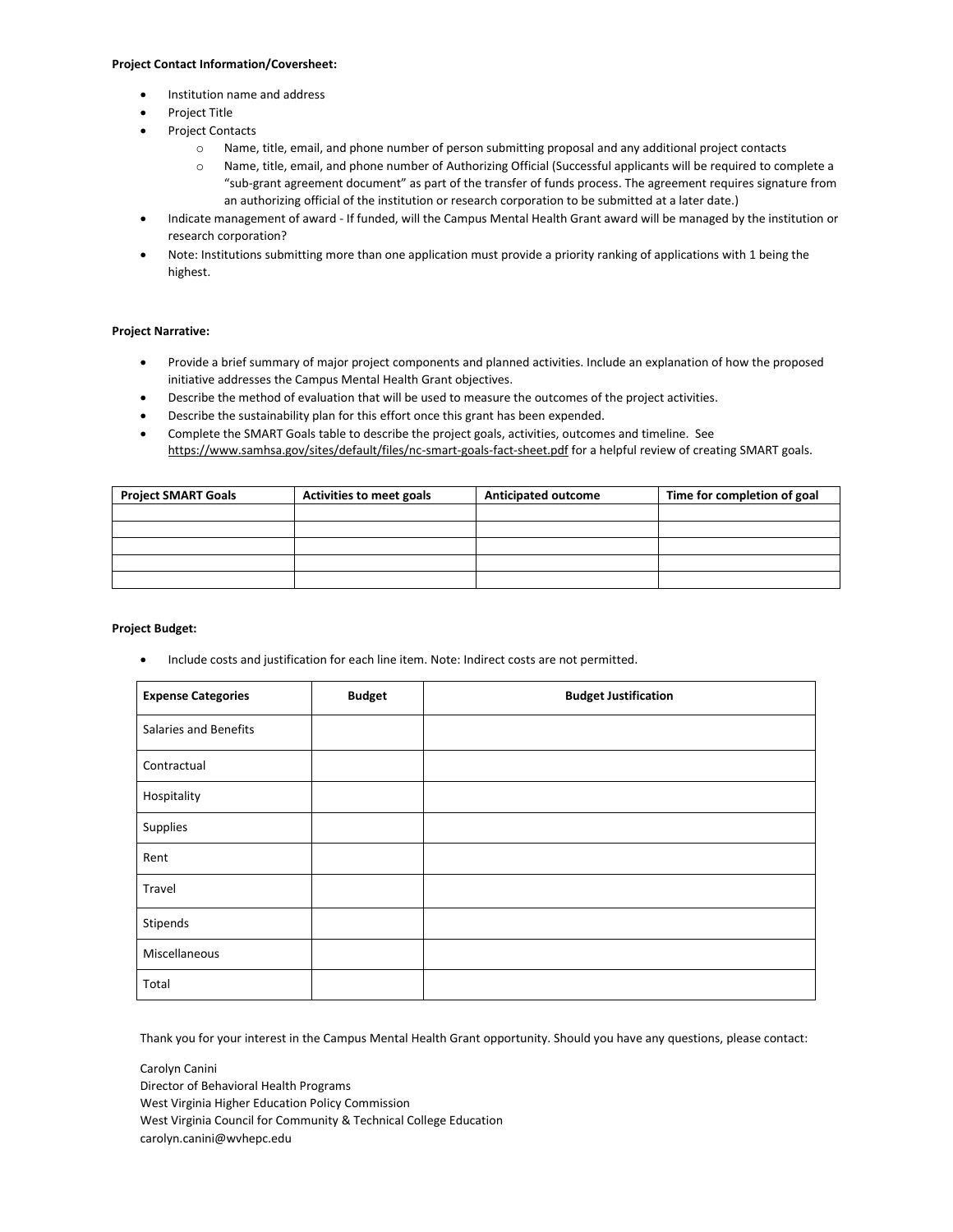**Project Contact Information/Coversheet:**

- Institution name and address
- Project Title
- Project Contacts
  - Name, title, email, and phone number of person submitting proposal and any additional project contacts
  - Name, title, email, and phone number of Authorizing Official (Successful applicants will be required to complete a "sub-grant agreement document" as part of the transfer of funds process. The agreement requires signature from an authorizing official of the institution or research corporation to be submitted at a later date.)
- Indicate management of award - If funded, will the Campus Mental Health Grant award will be managed by the institution or research corporation?
- Note: Institutions submitting more than one application must provide a priority ranking of applications with 1 being the highest.

**Project Narrative:**

- Provide a brief summary of major project components and planned activities. Include an explanation of how the proposed initiative addresses the Campus Mental Health Grant objectives.
- Describe the method of evaluation that will be used to measure the outcomes of the project activities.
- Describe the sustainability plan for this effort once this grant has been expended.
- Complete the SMART Goals table to describe the project goals, activities, outcomes and timeline. See https://www.samhsa.gov/sites/default/files/nc-smart-goals-fact-sheet.pdf for a helpful review of creating SMART goals.

| Project SMART Goals | Activities to meet goals | Anticipated outcome | Time for completion of goal |
|---|---|---|---|
| | | | |
| | | | |
| | | | |
| | | | |
| | | | |

**Project Budget:**

- Include costs and justification for each line item. Note: Indirect costs are not permitted.

| Expense Categories | Budget | Budget Justification |
|---|---|---|
| Salaries and Benefits | | |
| Contractual | | |
| Hospitality | | |
| Supplies | | |
| Rent | | |
| Travel | | |
| Stipends | | |
| Miscellaneous | | |
| Total | | |

Thank you for your interest in the Campus Mental Health Grant opportunity. Should you have any questions, please contact:

Carolyn Canini  
Director of Behavioral Health Programs  
West Virginia Higher Education Policy Commission  
West Virginia Council for Community & Technical College Education  
carolyn.canini@wvhepc.edu